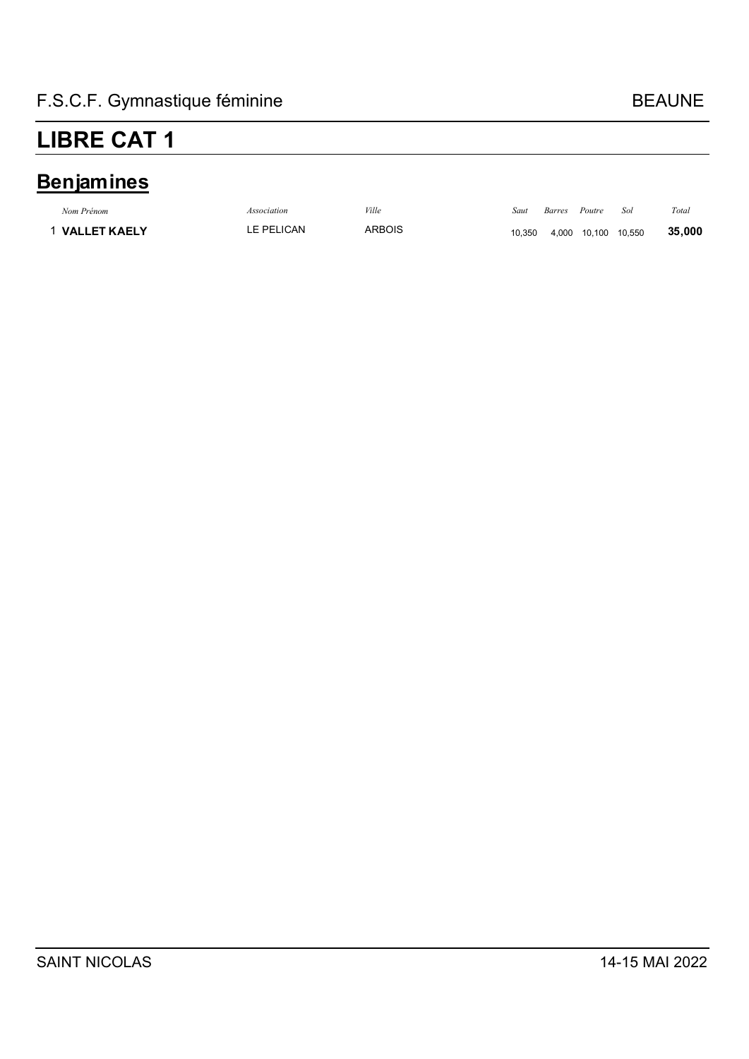F.S.C.F. Gymnastique féminine BEAUNE

# LIBRE CAT 1

## Benjamines

| | *Nom Prénom* | *Association* | *Ville* | *Saut* | *Barres* | *Poutre* | *Sol* | *Total* |
|---|---|---|---|---|---|---|---|---|
| 1 | **VALLET KAELY** | LE PELICAN | ARBOIS | 10,350 | 4,000 | 10,100 | 10,550 | **35,000** |

SAINT NICOLAS 14-15 MAI 2022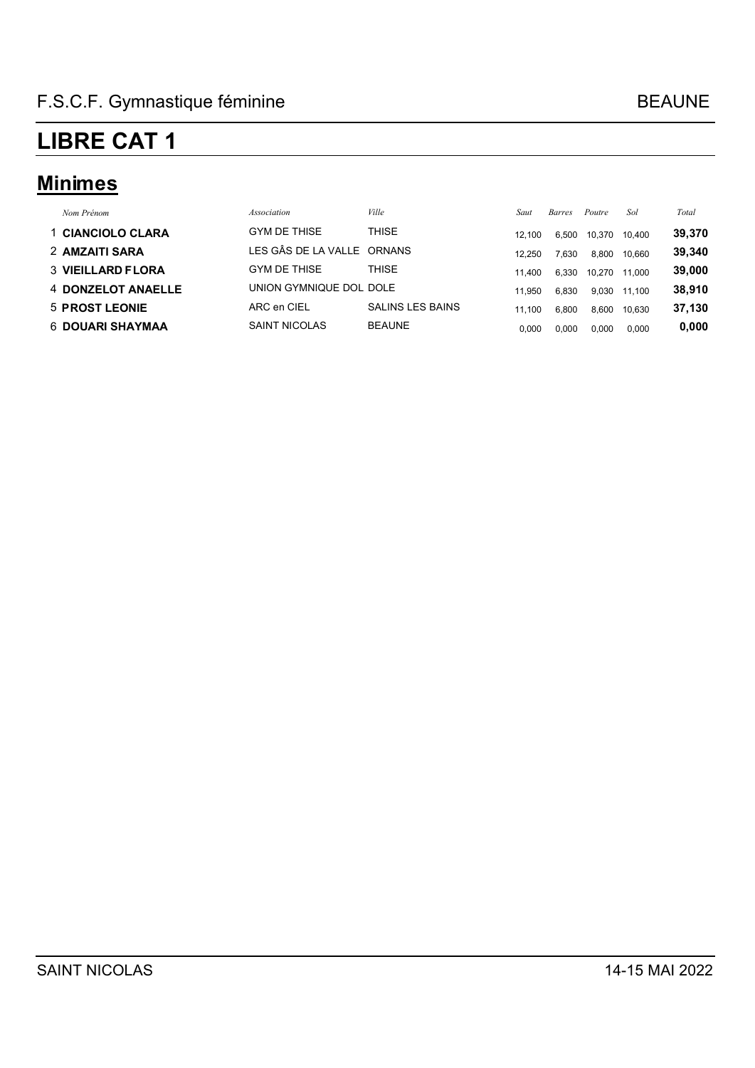# LIBRE CAT 1

## Minimes

| | Nom Prénom | Association | Ville | Saut | Barres | Poutre | Sol | Total |
|---|---|---|---|---|---|---|---|---|
| 1 | **CIANCIOLO CLARA** | GYM DE THISE | THISE | 12,100 | 6,500 | 10,370 | 10,400 | **39,370** |
| 2 | **AMZAITI SARA** | LES GÂS DE LA VALLE | ORNANS | 12,250 | 7,630 | 8,800 | 10,660 | **39,340** |
| 3 | **VIEILLARD FLORA** | GYM DE THISE | THISE | 11,400 | 6,330 | 10,270 | 11,000 | **39,000** |
| 4 | **DONZELOT ANAELLE** | UNION GYMNIQUE DOL | DOLE | 11,950 | 6,830 | 9,030 | 11,100 | **38,910** |
| 5 | **PROST LEONIE** | ARC en CIEL | SALINS LES BAINS | 11,100 | 6,800 | 8,600 | 10,630 | **37,130** |
| 6 | **DOUARI SHAYMAA** | SAINT NICOLAS | BEAUNE | 0,000 | 0,000 | 0,000 | 0,000 | **0,000** |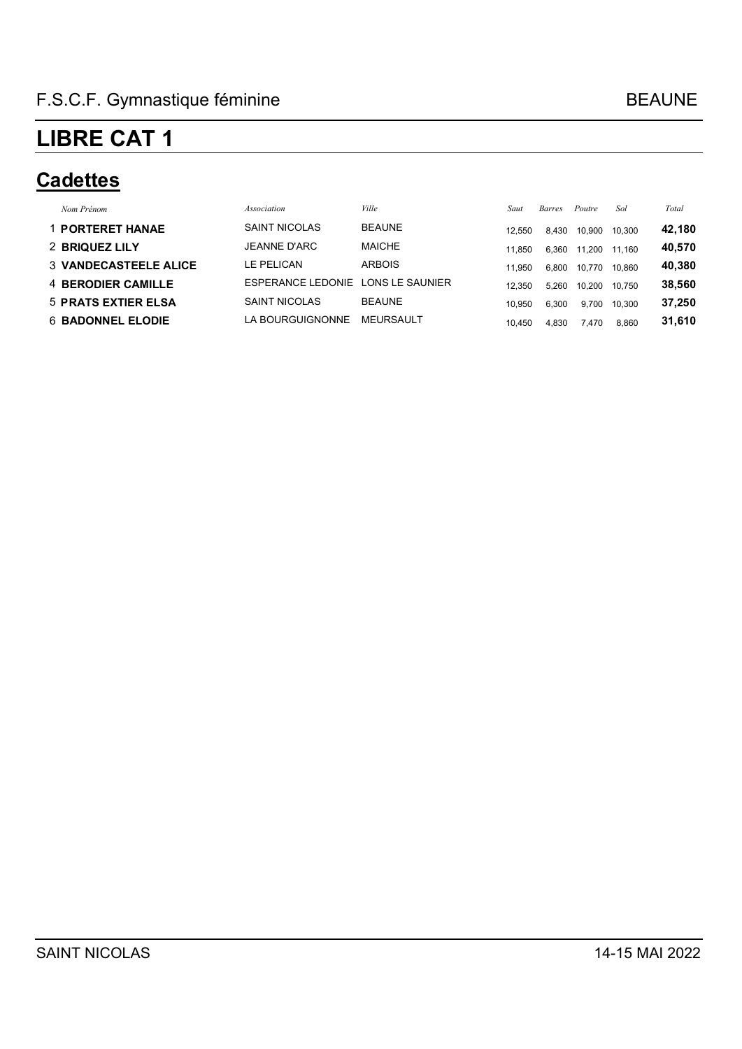# LIBRE CAT 1

## Cadettes

| | *Nom Prénom* | *Association* | *Ville* | *Saut* | *Barres* | *Poutre* | *Sol* | *Total* |
|---|---|---|---|---|---|---|---|---|
| 1 | **PORTERET HANAE** | SAINT NICOLAS | BEAUNE | 12,550 | 8,430 | 10,900 | 10,300 | **42,180** |
| 2 | **BRIQUEZ LILY** | JEANNE D'ARC | MAICHE | 11,850 | 6,360 | 11,200 | 11,160 | **40,570** |
| 3 | **VANDECASTEELE ALICE** | LE PELICAN | ARBOIS | 11,950 | 6,800 | 10,770 | 10,860 | **40,380** |
| 4 | **BERODIER CAMILLE** | ESPERANCE LEDONIE | LONS LE SAUNIER | 12,350 | 5,260 | 10,200 | 10,750 | **38,560** |
| 5 | **PRATS EXTIER ELSA** | SAINT NICOLAS | BEAUNE | 10,950 | 6,300 | 9,700 | 10,300 | **37,250** |
| 6 | **BADONNEL ELODIE** | LA BOURGUIGNONNE | MEURSAULT | 10,450 | 4,830 | 7,470 | 8,860 | **31,610** |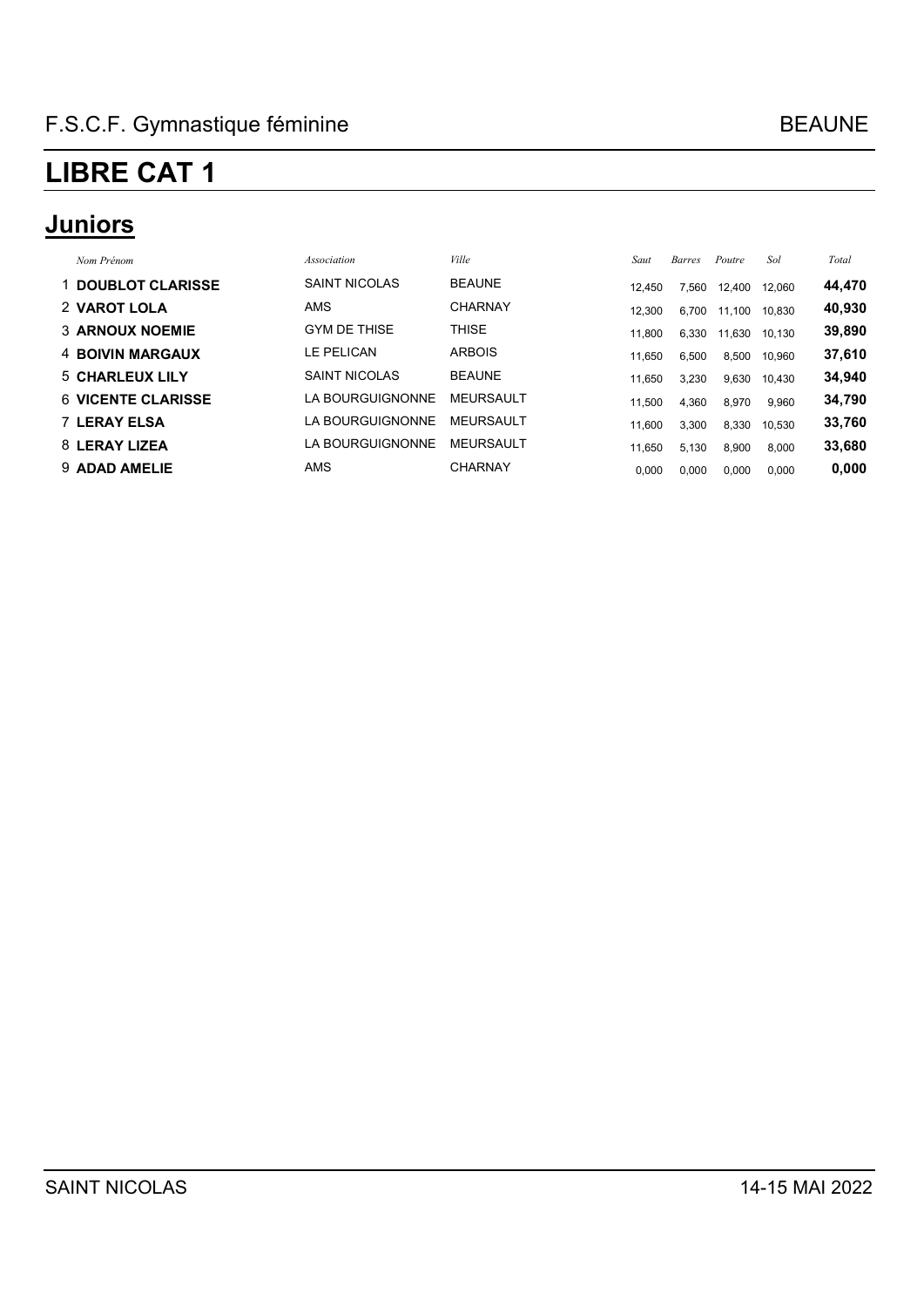# LIBRE CAT 1

## Juniors

| | Nom Prénom | Association | Ville | Saut | Barres | Poutre | Sol | Total |
|---|---|---|---|---|---|---|---|---|
| 1 | **DOUBLOT CLARISSE** | SAINT NICOLAS | BEAUNE | 12,450 | 7,560 | 12,400 | 12,060 | **44,470** |
| 2 | **VAROT LOLA** | AMS | CHARNAY | 12,300 | 6,700 | 11,100 | 10,830 | **40,930** |
| 3 | **ARNOUX NOEMIE** | GYM DE THISE | THISE | 11,800 | 6,330 | 11,630 | 10,130 | **39,890** |
| 4 | **BOIVIN MARGAUX** | LE PELICAN | ARBOIS | 11,650 | 6,500 | 8,500 | 10,960 | **37,610** |
| 5 | **CHARLEUX LILY** | SAINT NICOLAS | BEAUNE | 11,650 | 3,230 | 9,630 | 10,430 | **34,940** |
| 6 | **VICENTE CLARISSE** | LA BOURGUIGNONNE | MEURSAULT | 11,500 | 4,360 | 8,970 | 9,960 | **34,790** |
| 7 | **LERAY ELSA** | LA BOURGUIGNONNE | MEURSAULT | 11,600 | 3,300 | 8,330 | 10,530 | **33,760** |
| 8 | **LERAY LIZEA** | LA BOURGUIGNONNE | MEURSAULT | 11,650 | 5,130 | 8,900 | 8,000 | **33,680** |
| 9 | **ADAD AMELIE** | AMS | CHARNAY | 0,000 | 0,000 | 0,000 | 0,000 | **0,000** |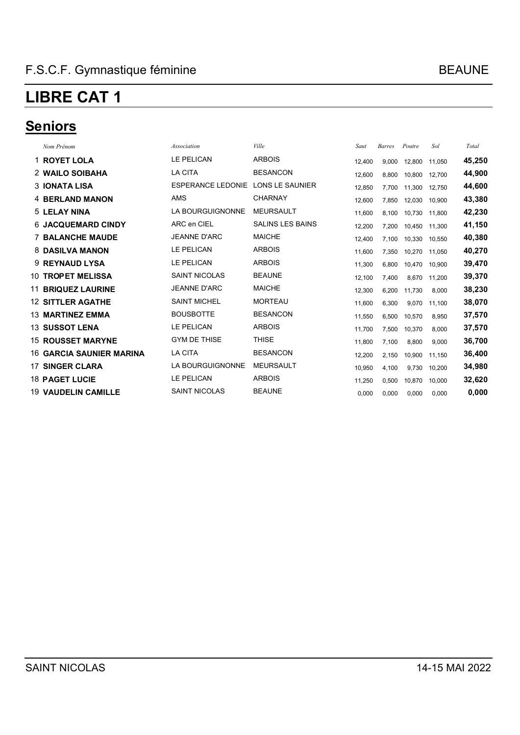F.S.C.F. Gymnastique féminine — BEAUNE

# LIBRE CAT 1

## Seniors

| | Nom Prénom | Association | Ville | Saut | Barres | Poutre | Sol | Total |
|---|---|---|---|---|---|---|---|---|
| 1 | **ROYET LOLA** | LE PELICAN | ARBOIS | 12,400 | 9,000 | 12,800 | 11,050 | **45,250** |
| 2 | **WAILO SOIBAHA** | LA CITA | BESANCON | 12,600 | 8,800 | 10,800 | 12,700 | **44,900** |
| 3 | **IONATA LISA** | ESPERANCE LEDONIE | LONS LE SAUNIER | 12,850 | 7,700 | 11,300 | 12,750 | **44,600** |
| 4 | **BERLAND MANON** | AMS | CHARNAY | 12,600 | 7,850 | 12,030 | 10,900 | **43,380** |
| 5 | **LELAY NINA** | LA BOURGUIGNONNE | MEURSAULT | 11,600 | 8,100 | 10,730 | 11,800 | **42,230** |
| 6 | **JACQUEMARD CINDY** | ARC en CIEL | SALINS LES BAINS | 12,200 | 7,200 | 10,450 | 11,300 | **41,150** |
| 7 | **BALANCHE MAUDE** | JEANNE D'ARC | MAICHE | 12,400 | 7,100 | 10,330 | 10,550 | **40,380** |
| 8 | **DASILVA MANON** | LE PELICAN | ARBOIS | 11,600 | 7,350 | 10,270 | 11,050 | **40,270** |
| 9 | **REYNAUD LYSA** | LE PELICAN | ARBOIS | 11,300 | 6,800 | 10,470 | 10,900 | **39,470** |
| 10 | **TROPET MELISSA** | SAINT NICOLAS | BEAUNE | 12,100 | 7,400 | 8,670 | 11,200 | **39,370** |
| 11 | **BRIQUEZ LAURINE** | JEANNE D'ARC | MAICHE | 12,300 | 6,200 | 11,730 | 8,000 | **38,230** |
| 12 | **SITTLER AGATHE** | SAINT MICHEL | MORTEAU | 11,600 | 6,300 | 9,070 | 11,100 | **38,070** |
| 13 | **MARTINEZ EMMA** | BOUSBOTTE | BESANCON | 11,550 | 6,500 | 10,570 | 8,950 | **37,570** |
| 13 | **SUSSOT LENA** | LE PELICAN | ARBOIS | 11,700 | 7,500 | 10,370 | 8,000 | **37,570** |
| 15 | **ROUSSET MARYNE** | GYM DE THISE | THISE | 11,800 | 7,100 | 8,800 | 9,000 | **36,700** |
| 16 | **GARCIA SAUNIER MARINA** | LA CITA | BESANCON | 12,200 | 2,150 | 10,900 | 11,150 | **36,400** |
| 17 | **SINGER CLARA** | LA BOURGUIGNONNE | MEURSAULT | 10,950 | 4,100 | 9,730 | 10,200 | **34,980** |
| 18 | **PAGET LUCIE** | LE PELICAN | ARBOIS | 11,250 | 0,500 | 10,870 | 10,000 | **32,620** |
| 19 | **VAUDELIN CAMILLE** | SAINT NICOLAS | BEAUNE | 0,000 | 0,000 | 0,000 | 0,000 | **0,000** |

SAINT NICOLAS — 14-15 MAI 2022